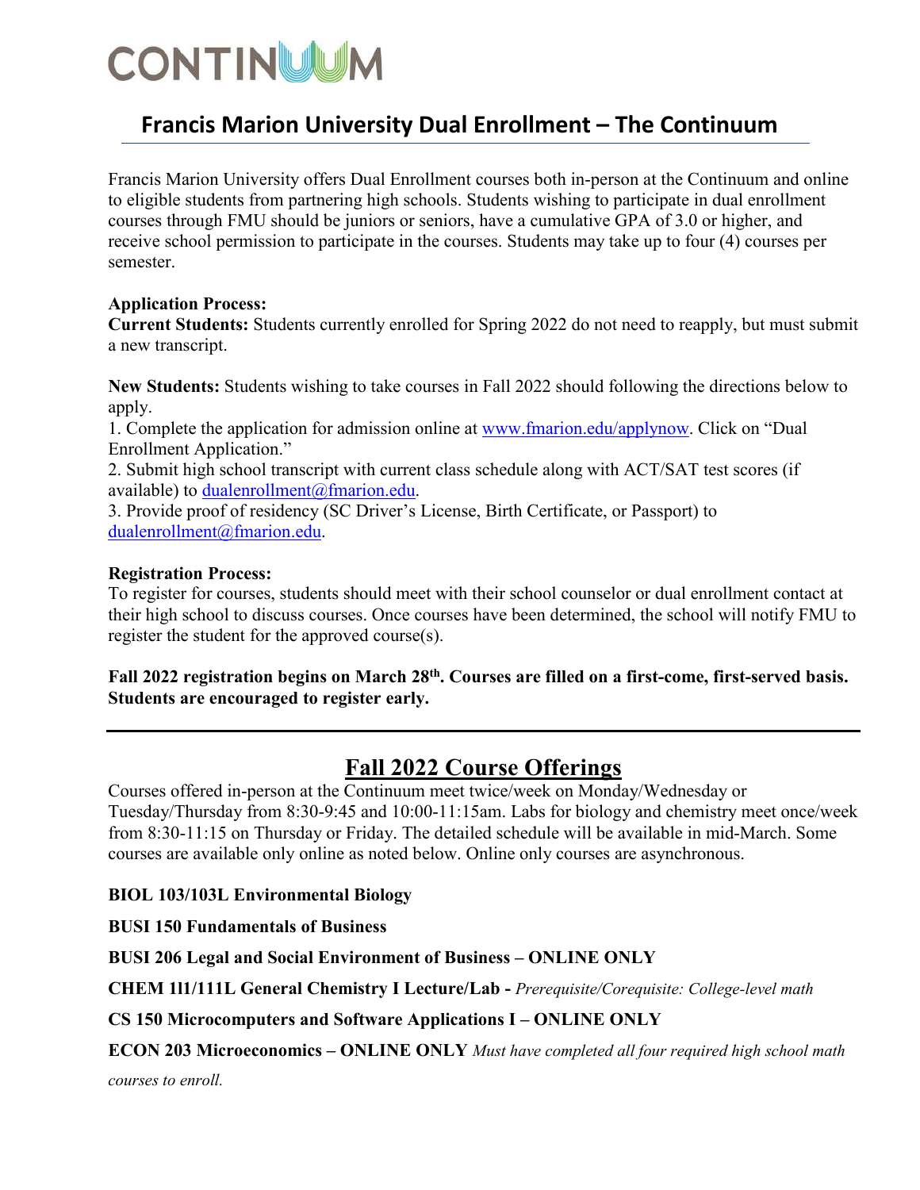# CONTINUUM

## Francis Marion University Dual Enrollment – The Continuum

Francis Marion University offers Dual Enrollment courses both in-person at the Continuum and online to eligible students from partnering high schools. Students wishing to participate in dual enrollment courses through FMU should be juniors or seniors, have a cumulative GPA of 3.0 or higher, and receive school permission to participate in the courses. Students may take up to four (4) courses per semester.

**Application Process:**
**Current Students:** Students currently enrolled for Spring 2022 do not need to reapply, but must submit a new transcript.

**New Students:** Students wishing to take courses in Fall 2022 should following the directions below to apply.

1. Complete the application for admission online at www.fmarion.edu/applynow. Click on "Dual Enrollment Application."
2. Submit high school transcript with current class schedule along with ACT/SAT test scores (if available) to dualenrollment@fmarion.edu.
3. Provide proof of residency (SC Driver's License, Birth Certificate, or Passport) to dualenrollment@fmarion.edu.

**Registration Process:**
To register for courses, students should meet with their school counselor or dual enrollment contact at their high school to discuss courses. Once courses have been determined, the school will notify FMU to register the student for the approved course(s).

**Fall 2022 registration begins on March 28th. Courses are filled on a first-come, first-served basis. Students are encouraged to register early.**

---

## Fall 2022 Course Offerings

Courses offered in-person at the Continuum meet twice/week on Monday/Wednesday or Tuesday/Thursday from 8:30-9:45 and 10:00-11:15am. Labs for biology and chemistry meet once/week from 8:30-11:15 on Thursday or Friday. The detailed schedule will be available in mid-March. Some courses are available only online as noted below. Online only courses are asynchronous.

**BIOL 103/103L Environmental Biology**

**BUSI 150 Fundamentals of Business**

**BUSI 206 Legal and Social Environment of Business – ONLINE ONLY**

**CHEM 111/111L General Chemistry I Lecture/Lab -** *Prerequisite/Corequisite: College-level math*

**CS 150 Microcomputers and Software Applications I – ONLINE ONLY**

**ECON 203 Microeconomics – ONLINE ONLY** *Must have completed all four required high school math courses to enroll.*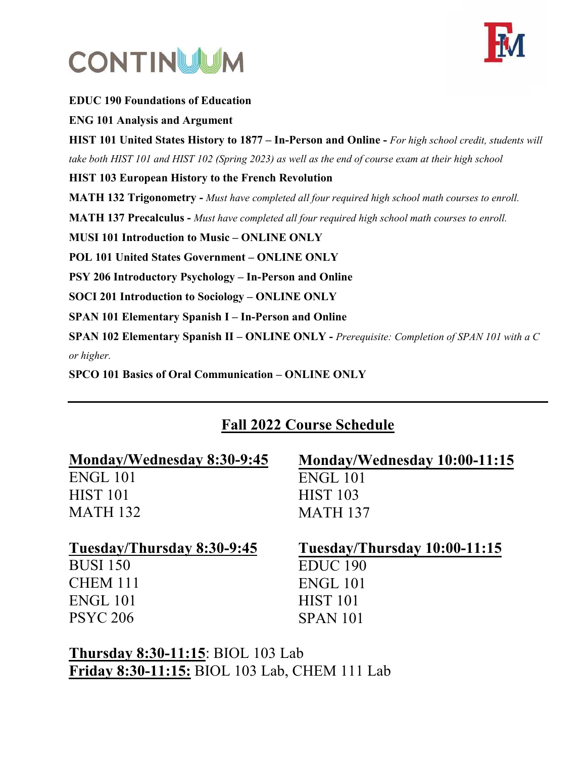**EDUC 190 Foundations of Education**

**ENG 101 Analysis and Argument**

**HIST 101 United States History to 1877 – In-Person and Online -** *For high school credit, students will take both HIST 101 and HIST 102 (Spring 2023) as well as the end of course exam at their high school*

**HIST 103 European History to the French Revolution**

**MATH 132 Trigonometry -** *Must have completed all four required high school math courses to enroll.*

**MATH 137 Precalculus -** *Must have completed all four required high school math courses to enroll.*

**MUSI 101 Introduction to Music – ONLINE ONLY**

**POL 101 United States Government – ONLINE ONLY**

**PSY 206 Introductory Psychology – In-Person and Online**

**SOCI 201 Introduction to Sociology – ONLINE ONLY**

**SPAN 101 Elementary Spanish I – In-Person and Online**

**SPAN 102 Elementary Spanish II – ONLINE ONLY -** *Prerequisite: Completion of SPAN 101 with a C or higher.*

**SPCO 101 Basics of Oral Communication – ONLINE ONLY**

---

## Fall 2022 Course Schedule

**Monday/Wednesday 8:30-9:45**
ENGL 101
HIST 101
MATH 132

**Monday/Wednesday 10:00-11:15**
ENGL 101
HIST 103
MATH 137

**Tuesday/Thursday 8:30-9:45**
BUSI 150
CHEM 111
ENGL 101
PSYC 206

**Tuesday/Thursday 10:00-11:15**
EDUC 190
ENGL 101
HIST 101
SPAN 101

**Thursday 8:30-11:15**: BIOL 103 Lab
**Friday 8:30-11:15:** BIOL 103 Lab, CHEM 111 Lab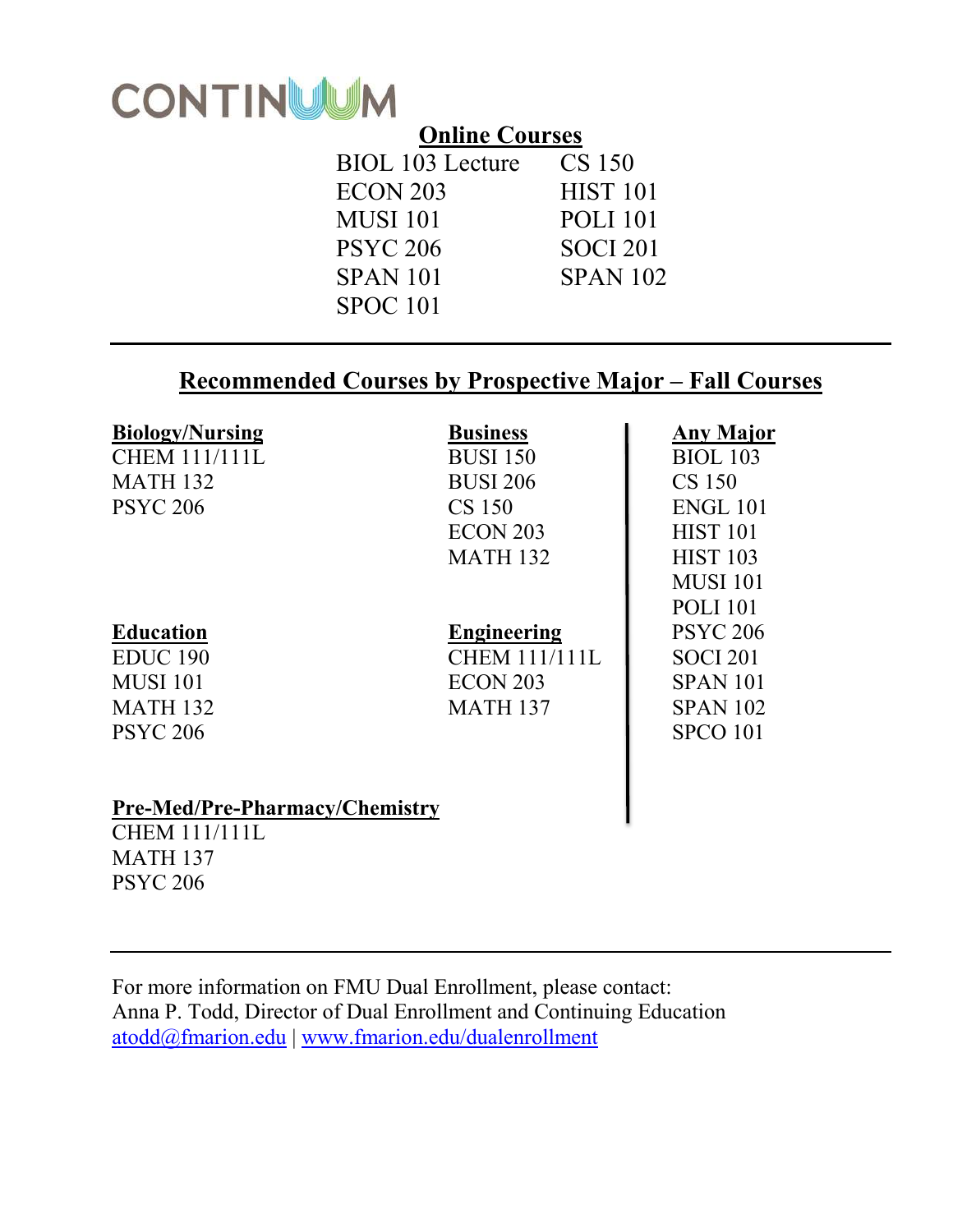CONTINUUM

## Online Courses

BIOL 103 Lecture
CS 150
ECON 203
HIST 101
MUSI 101
POLI 101
PSYC 206
SOCI 201
SPAN 101
SPAN 102
SPOC 101

---

## Recommended Courses by Prospective Major – Fall Courses

**Biology/Nursing**
CHEM 111/111L
MATH 132
PSYC 206

**Business**
BUSI 150
BUSI 206
CS 150
ECON 203
MATH 132

**Education**
EDUC 190
MUSI 101
MATH 132
PSYC 206

**Engineering**
CHEM 111/111L
ECON 203
MATH 137

**Pre-Med/Pre-Pharmacy/Chemistry**
CHEM 111/111L
MATH 137
PSYC 206

**Any Major**
BIOL 103
CS 150
ENGL 101
HIST 101
HIST 103
MUSI 101
POLI 101
PSYC 206
SOCI 201
SPAN 101
SPAN 102
SPCO 101

---

For more information on FMU Dual Enrollment, please contact:
Anna P. Todd, Director of Dual Enrollment and Continuing Education
atodd@fmarion.edu | www.fmarion.edu/dualenrollment